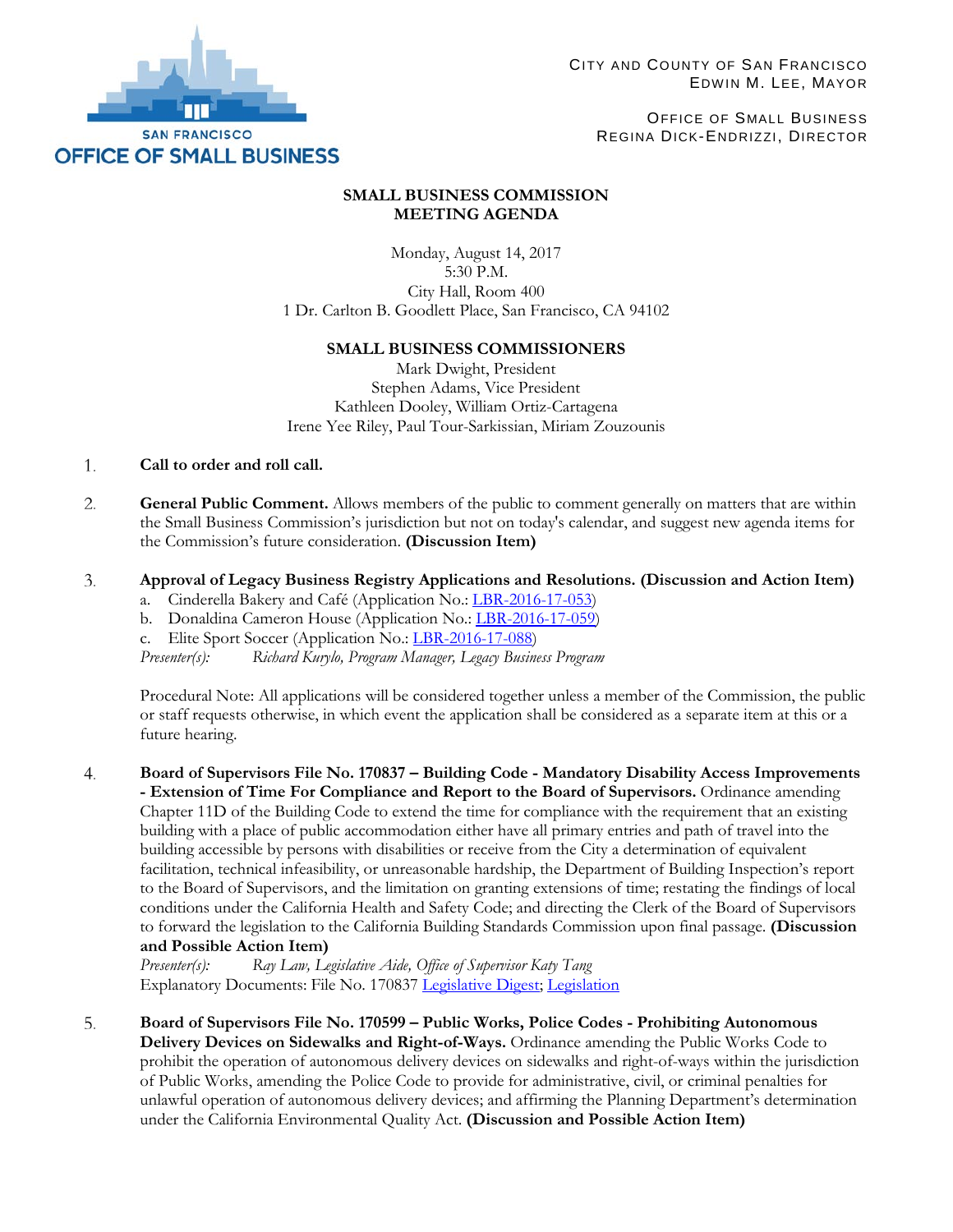SAN FRANCISCO
OFFICE OF SMALL BUSINESS

CITY AND COUNTY OF SAN FRANCISCO
EDWIN M. LEE, MAYOR

OFFICE OF SMALL BUSINESS
REGINA DICK-ENDRIZZI, DIRECTOR

# SMALL BUSINESS COMMISSION MEETING AGENDA

Monday, August 14, 2017
5:30 P.M.
City Hall, Room 400
1 Dr. Carlton B. Goodlett Place, San Francisco, CA 94102

## SMALL BUSINESS COMMISSIONERS

Mark Dwight, President
Stephen Adams, Vice President
Kathleen Dooley, William Ortiz-Cartagena
Irene Yee Riley, Paul Tour-Sarkissian, Miriam Zouzounis

1. **Call to order and roll call.**

2. **General Public Comment.** Allows members of the public to comment generally on matters that are within the Small Business Commission's jurisdiction but not on today's calendar, and suggest new agenda items for the Commission's future consideration. **(Discussion Item)**

3. **Approval of Legacy Business Registry Applications and Resolutions. (Discussion and Action Item)**
   a. Cinderella Bakery and Café (Application No.: LBR-2016-17-053)
   b. Donaldina Cameron House (Application No.: LBR-2016-17-059)
   c. Elite Sport Soccer (Application No.: LBR-2016-17-088)

   *Presenter(s): Richard Kurylo, Program Manager, Legacy Business Program*

   Procedural Note: All applications will be considered together unless a member of the Commission, the public or staff requests otherwise, in which event the application shall be considered as a separate item at this or a future hearing.

4. **Board of Supervisors File No. 170837 – Building Code - Mandatory Disability Access Improvements - Extension of Time For Compliance and Report to the Board of Supervisors.** Ordinance amending Chapter 11D of the Building Code to extend the time for compliance with the requirement that an existing building with a place of public accommodation either have all primary entries and path of travel into the building accessible by persons with disabilities or receive from the City a determination of equivalent facilitation, technical infeasibility, or unreasonable hardship, the Department of Building Inspection's report to the Board of Supervisors, and the limitation on granting extensions of time; restating the findings of local conditions under the California Health and Safety Code; and directing the Clerk of the Board of Supervisors to forward the legislation to the California Building Standards Commission upon final passage. **(Discussion and Possible Action Item)**

   *Presenter(s): Ray Law, Legislative Aide, Office of Supervisor Katy Tang*
   Explanatory Documents: File No. 170837 Legislative Digest; Legislation

5. **Board of Supervisors File No. 170599 – Public Works, Police Codes - Prohibiting Autonomous Delivery Devices on Sidewalks and Right-of-Ways.** Ordinance amending the Public Works Code to prohibit the operation of autonomous delivery devices on sidewalks and right-of-ways within the jurisdiction of Public Works, amending the Police Code to provide for administrative, civil, or criminal penalties for unlawful operation of autonomous delivery devices; and affirming the Planning Department's determination under the California Environmental Quality Act. **(Discussion and Possible Action Item)**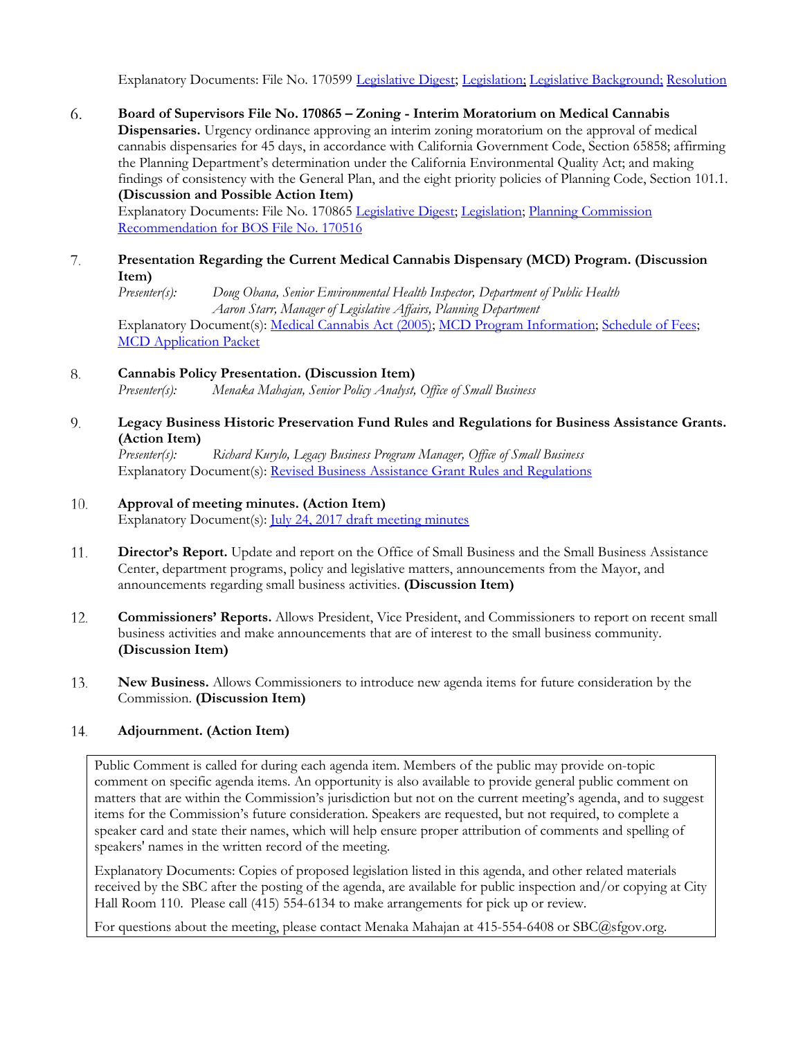Explanatory Documents: File No. 170599 Legislative Digest; Legislation; Legislative Background; Resolution

6. **Board of Supervisors File No. 170865 – Zoning - Interim Moratorium on Medical Cannabis Dispensaries.** Urgency ordinance approving an interim zoning moratorium on the approval of medical cannabis dispensaries for 45 days, in accordance with California Government Code, Section 65858; affirming the Planning Department's determination under the California Environmental Quality Act; and making findings of consistency with the General Plan, and the eight priority policies of Planning Code, Section 101.1. **(Discussion and Possible Action Item)**
   Explanatory Documents: File No. 170865 Legislative Digest; Legislation; Planning Commission Recommendation for BOS File No. 170516

7. **Presentation Regarding the Current Medical Cannabis Dispensary (MCD) Program. (Discussion Item)**
   *Presenter(s):* *Doug Obana, Senior Environmental Health Inspector, Department of Public Health*
   *Aaron Starr, Manager of Legislative Affairs, Planning Department*
   Explanatory Document(s): Medical Cannabis Act (2005); MCD Program Information; Schedule of Fees; MCD Application Packet

8. **Cannabis Policy Presentation. (Discussion Item)**
   *Presenter(s):* *Menaka Mahajan, Senior Policy Analyst, Office of Small Business*

9. **Legacy Business Historic Preservation Fund Rules and Regulations for Business Assistance Grants. (Action Item)**
   *Presenter(s):* *Richard Kurylo, Legacy Business Program Manager, Office of Small Business*
   Explanatory Document(s): Revised Business Assistance Grant Rules and Regulations

10. **Approval of meeting minutes. (Action Item)**
    Explanatory Document(s): July 24, 2017 draft meeting minutes

11. **Director's Report.** Update and report on the Office of Small Business and the Small Business Assistance Center, department programs, policy and legislative matters, announcements from the Mayor, and announcements regarding small business activities. **(Discussion Item)**

12. **Commissioners' Reports.** Allows President, Vice President, and Commissioners to report on recent small business activities and make announcements that are of interest to the small business community. **(Discussion Item)**

13. **New Business.** Allows Commissioners to introduce new agenda items for future consideration by the Commission. **(Discussion Item)**

14. **Adjournment. (Action Item)**

Public Comment is called for during each agenda item. Members of the public may provide on-topic comment on specific agenda items. An opportunity is also available to provide general public comment on matters that are within the Commission's jurisdiction but not on the current meeting's agenda, and to suggest items for the Commission's future consideration. Speakers are requested, but not required, to complete a speaker card and state their names, which will help ensure proper attribution of comments and spelling of speakers' names in the written record of the meeting.

Explanatory Documents: Copies of proposed legislation listed in this agenda, and other related materials received by the SBC after the posting of the agenda, are available for public inspection and/or copying at City Hall Room 110. Please call (415) 554-6134 to make arrangements for pick up or review.

For questions about the meeting, please contact Menaka Mahajan at 415-554-6408 or SBC@sfgov.org.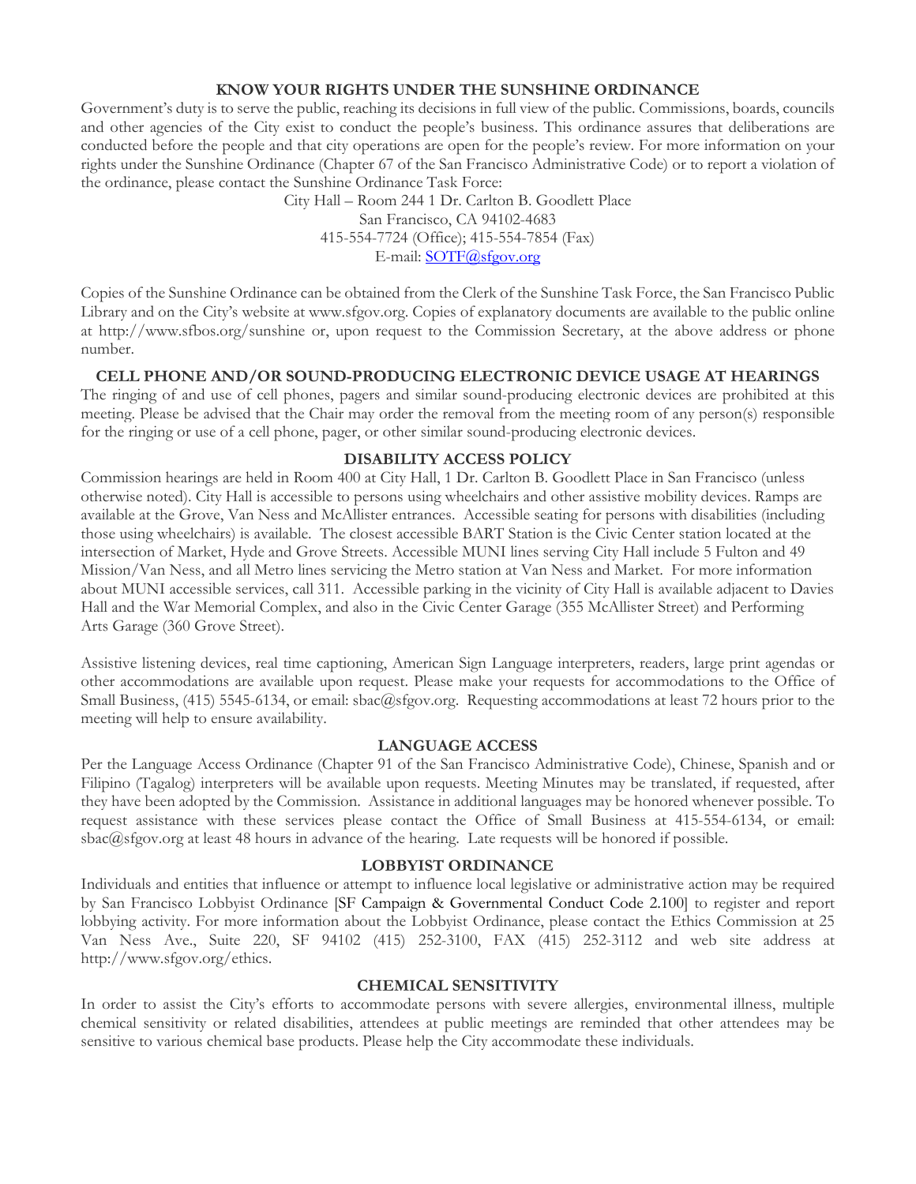## KNOW YOUR RIGHTS UNDER THE SUNSHINE ORDINANCE

Government's duty is to serve the public, reaching its decisions in full view of the public. Commissions, boards, councils and other agencies of the City exist to conduct the people's business. This ordinance assures that deliberations are conducted before the people and that city operations are open for the people's review. For more information on your rights under the Sunshine Ordinance (Chapter 67 of the San Francisco Administrative Code) or to report a violation of the ordinance, please contact the Sunshine Ordinance Task Force:

City Hall – Room 244 1 Dr. Carlton B. Goodlett Place
San Francisco, CA 94102-4683
415-554-7724 (Office); 415-554-7854 (Fax)
E-mail: SOTF@sfgov.org

Copies of the Sunshine Ordinance can be obtained from the Clerk of the Sunshine Task Force, the San Francisco Public Library and on the City's website at www.sfgov.org. Copies of explanatory documents are available to the public online at http://www.sfbos.org/sunshine or, upon request to the Commission Secretary, at the above address or phone number.

## CELL PHONE AND/OR SOUND-PRODUCING ELECTRONIC DEVICE USAGE AT HEARINGS

The ringing of and use of cell phones, pagers and similar sound-producing electronic devices are prohibited at this meeting. Please be advised that the Chair may order the removal from the meeting room of any person(s) responsible for the ringing or use of a cell phone, pager, or other similar sound-producing electronic devices.

## DISABILITY ACCESS POLICY

Commission hearings are held in Room 400 at City Hall, 1 Dr. Carlton B. Goodlett Place in San Francisco (unless otherwise noted). City Hall is accessible to persons using wheelchairs and other assistive mobility devices. Ramps are available at the Grove, Van Ness and McAllister entrances. Accessible seating for persons with disabilities (including those using wheelchairs) is available. The closest accessible BART Station is the Civic Center station located at the intersection of Market, Hyde and Grove Streets. Accessible MUNI lines serving City Hall include 5 Fulton and 49 Mission/Van Ness, and all Metro lines servicing the Metro station at Van Ness and Market. For more information about MUNI accessible services, call 311. Accessible parking in the vicinity of City Hall is available adjacent to Davies Hall and the War Memorial Complex, and also in the Civic Center Garage (355 McAllister Street) and Performing Arts Garage (360 Grove Street).

Assistive listening devices, real time captioning, American Sign Language interpreters, readers, large print agendas or other accommodations are available upon request. Please make your requests for accommodations to the Office of Small Business, (415) 5545-6134, or email: sbac@sfgov.org. Requesting accommodations at least 72 hours prior to the meeting will help to ensure availability.

## LANGUAGE ACCESS

Per the Language Access Ordinance (Chapter 91 of the San Francisco Administrative Code), Chinese, Spanish and or Filipino (Tagalog) interpreters will be available upon requests. Meeting Minutes may be translated, if requested, after they have been adopted by the Commission. Assistance in additional languages may be honored whenever possible. To request assistance with these services please contact the Office of Small Business at 415-554-6134, or email: sbac@sfgov.org at least 48 hours in advance of the hearing. Late requests will be honored if possible.

## LOBBYIST ORDINANCE

Individuals and entities that influence or attempt to influence local legislative or administrative action may be required by San Francisco Lobbyist Ordinance [SF Campaign & Governmental Conduct Code 2.100] to register and report lobbying activity. For more information about the Lobbyist Ordinance, please contact the Ethics Commission at 25 Van Ness Ave., Suite 220, SF 94102 (415) 252-3100, FAX (415) 252-3112 and web site address at http://www.sfgov.org/ethics.

## CHEMICAL SENSITIVITY

In order to assist the City's efforts to accommodate persons with severe allergies, environmental illness, multiple chemical sensitivity or related disabilities, attendees at public meetings are reminded that other attendees may be sensitive to various chemical base products. Please help the City accommodate these individuals.